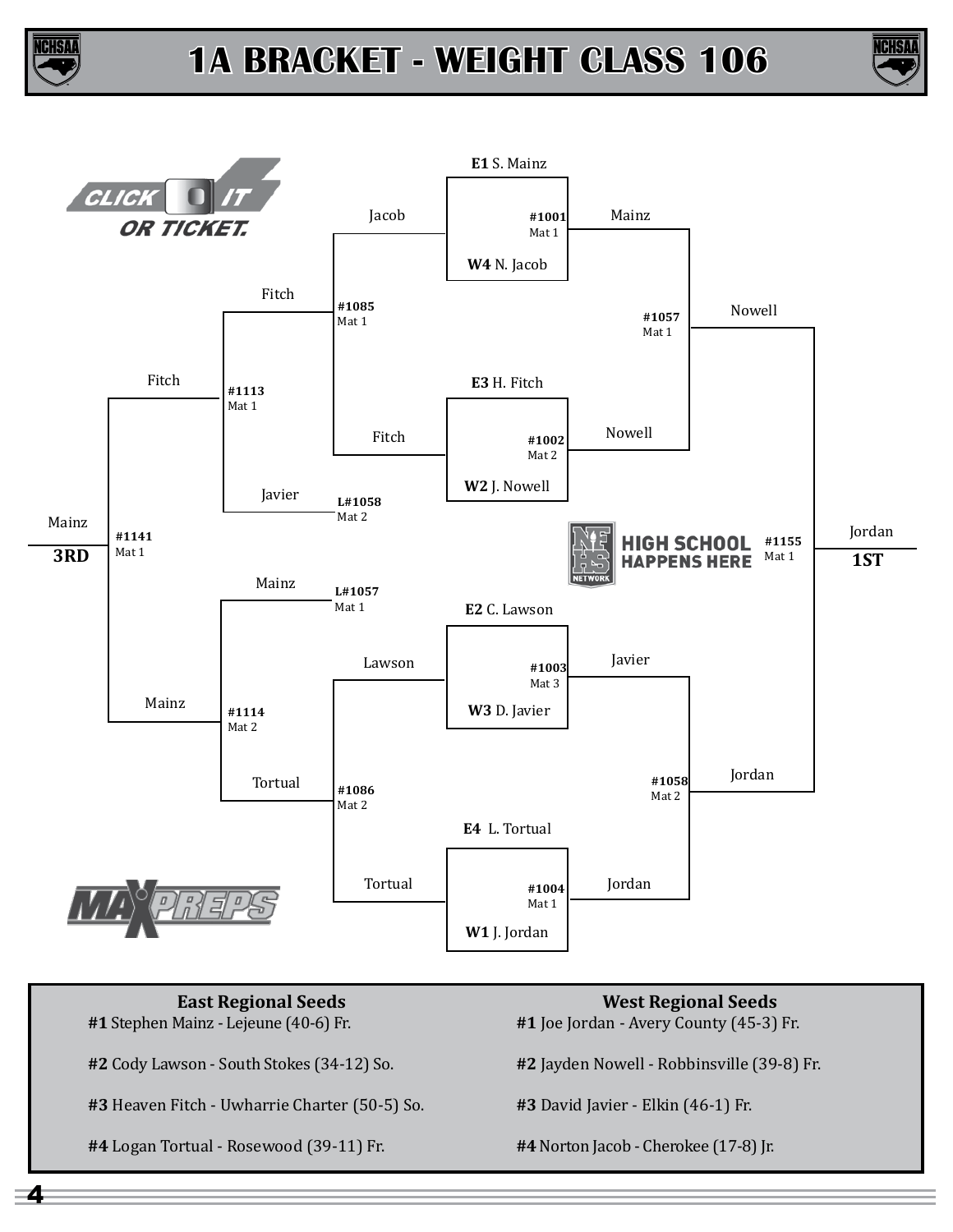# 1A BRACKET - WEIGHT CLASS 106

## Championship Bracket

**#1001** Mat 1: **E1** S. Mainz vs **W4** N. Jacob — Winner: Mainz

**#1002** Mat 2: **E3** H. Fitch vs **W2** J. Nowell — Winner: Nowell

**#1003** Mat 3: **E2** C. Lawson vs **W3** D. Javier — Winner: Javier

**#1004** Mat 1: **E4** L. Tortual vs **W1** J. Jordan — Winner: Jordan

**#1057** Mat 1: Mainz vs Nowell — Winner: Nowell

**#1058** Mat 2: Javier vs Jordan — Winner: Jordan

**#1155** Mat 1: Nowell vs Jordan — **1ST**: Jordan

## Consolation Bracket

**#1085** Mat 1: Jacob vs Fitch — Winner: Fitch

**#1086** Mat 2: Lawson vs Tortual — Winner: Tortual

**#1113** Mat 1: Fitch vs Javier (L#1058 Mat 2) — Winner: Fitch

**#1114** Mat 2: Mainz (L#1057 Mat 1) vs Tortual — Winner: Mainz

**#1141** Mat 1: Fitch vs Mainz — **3RD**: Mainz

| East Regional Seeds | West Regional Seeds |
|---|---|
| **#1** Stephen Mainz - Lejeune (40-6) Fr. | **#1** Joe Jordan - Avery County (45-3) Fr. |
| **#2** Cody Lawson - South Stokes (34-12) So. | **#2** Jayden Nowell - Robbinsville (39-8) Fr. |
| **#3** Heaven Fitch - Uwharrie Charter (50-5) So. | **#3** David Javier - Elkin (46-1) Fr. |
| **#4** Logan Tortual - Rosewood (39-11) Fr. | **#4** Norton Jacob - Cherokee (17-8) Jr. |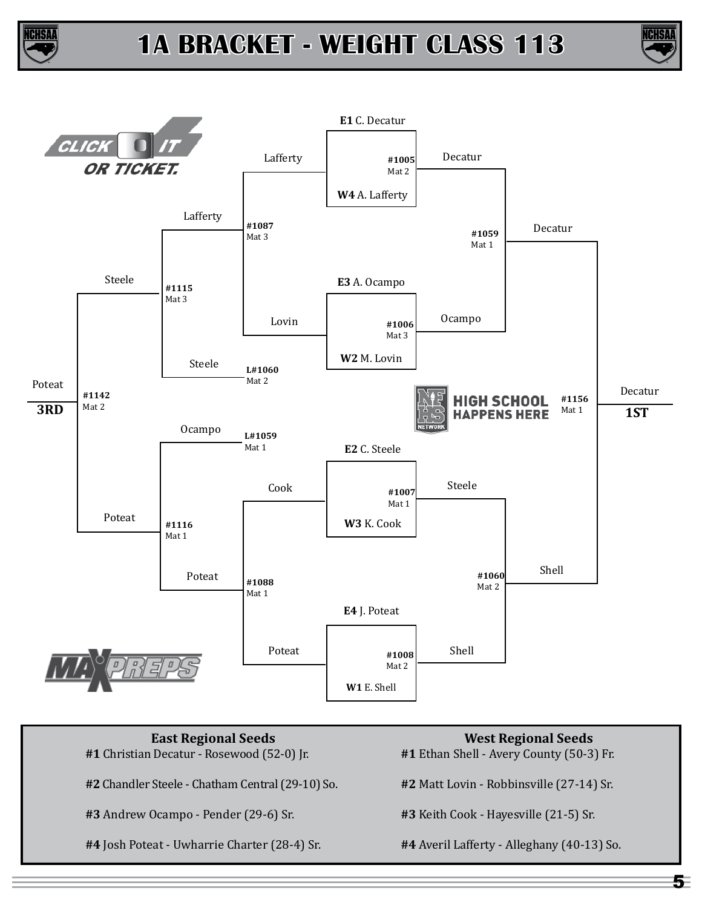# 1A BRACKET - WEIGHT CLASS 113

## Championship Bracket

| Match | Mat | Wrestlers | Winner |
|---|---|---|---|
| #1005 | Mat 2 | E1 C. Decatur vs. W4 A. Lafferty | Decatur |
| #1006 | Mat 3 | E3 A. Ocampo vs. W2 M. Lovin | Ocampo |
| #1007 | Mat 1 | E2 C. Steele vs. W3 K. Cook | Steele |
| #1008 | Mat 2 | E4 J. Poteat vs. W1 E. Shell | Shell |
| #1059 | Mat 1 | Decatur vs. Ocampo | Decatur |
| #1060 | Mat 2 | Steele vs. Shell | Shell |
| #1156 | Mat 1 | Decatur vs. Shell | Decatur — 1ST |

## Consolation Bracket

| Match | Mat | Wrestlers | Winner |
|---|---|---|---|
| #1087 | Mat 3 | Lafferty vs. Lovin | Lafferty |
| #1088 | Mat 1 | Cook vs. Poteat | Poteat |
| #1115 | Mat 3 | Lafferty vs. Steele (L#1060, Mat 2) | Steele |
| #1116 | Mat 1 | Ocampo (L#1059, Mat 1) vs. Poteat | Poteat |
| #1142 | Mat 2 | Steele vs. Poteat | Poteat — 3RD |

## Regional Seeds

| East Regional Seeds | West Regional Seeds |
|---|---|
| **#1** Christian Decatur - Rosewood (52-0) Jr. | **#1** Ethan Shell - Avery County (50-3) Fr. |
| **#2** Chandler Steele - Chatham Central (29-10) So. | **#2** Matt Lovin - Robbinsville (27-14) Sr. |
| **#3** Andrew Ocampo - Pender (29-6) Sr. | **#3** Keith Cook - Hayesville (21-5) Sr. |
| **#4** Josh Poteat - Uwharrie Charter (28-4) Sr. | **#4** Averil Lafferty - Alleghany (40-13) So. |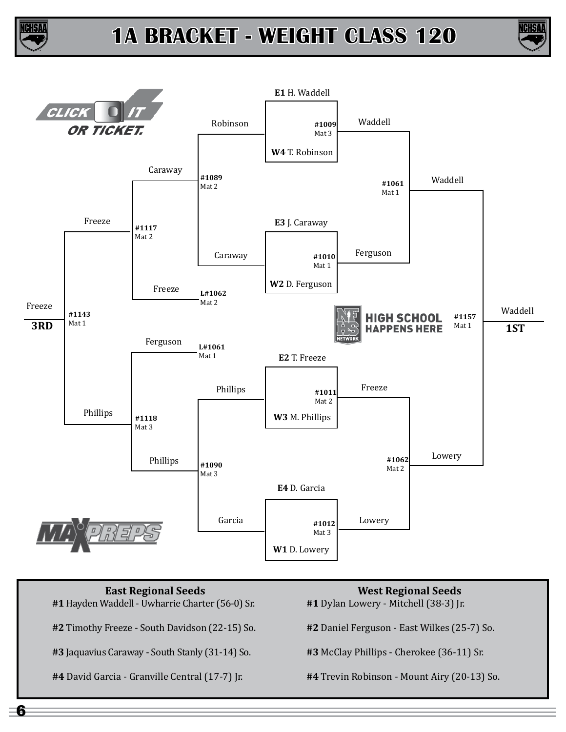# 1A BRACKET - WEIGHT CLASS 120

**Championship Bracket**

| Match | Mat | Wrestlers | Winner |
|---|---|---|---|
| #1009 | Mat 3 | **E1** H. Waddell vs. **W4** T. Robinson | Waddell |
| #1010 | Mat 1 | **E3** J. Caraway vs. **W2** D. Ferguson | Ferguson |
| #1011 | Mat 2 | **E2** T. Freeze vs. **W3** M. Phillips | Freeze |
| #1012 | Mat 3 | **E4** D. Garcia vs. **W1** D. Lowery | Lowery |
| #1061 | Mat 1 | Waddell vs. Ferguson | Waddell |
| #1062 | Mat 2 | Freeze vs. Lowery | Lowery |
| #1157 | Mat 1 | Waddell vs. Lowery | Waddell — **1ST** |

**Consolation Bracket**

| Match | Mat | Wrestlers | Winner |
|---|---|---|---|
| #1089 | Mat 2 | Robinson vs. Caraway | Caraway |
| #1090 | Mat 3 | Phillips vs. Garcia | Phillips |
| #1117 | Mat 2 | Caraway vs. Freeze (L#1062) | Freeze |
| #1118 | Mat 3 | Ferguson (L#1061) vs. Phillips | Phillips |
| #1143 | Mat 1 | Freeze vs. Phillips | Freeze — **3RD** |

CLICK IT OR TICKET.

HIGH SCHOOL HAPPENS HERE

MAXPREPS

| East Regional Seeds | West Regional Seeds |
|---|---|
| **#1** Hayden Waddell - Uwharrie Charter (56-0) Sr. | **#1** Dylan Lowery - Mitchell (38-3) Jr. |
| **#2** Timothy Freeze - South Davidson (22-15) So. | **#2** Daniel Ferguson - East Wilkes (25-7) So. |
| **#3** Jaquavius Caraway - South Stanly (31-14) So. | **#3** McClay Phillips - Cherokee (36-11) Sr. |
| **#4** David Garcia - Granville Central (17-7) Jr. | **#4** Trevin Robinson - Mount Airy (20-13) So. |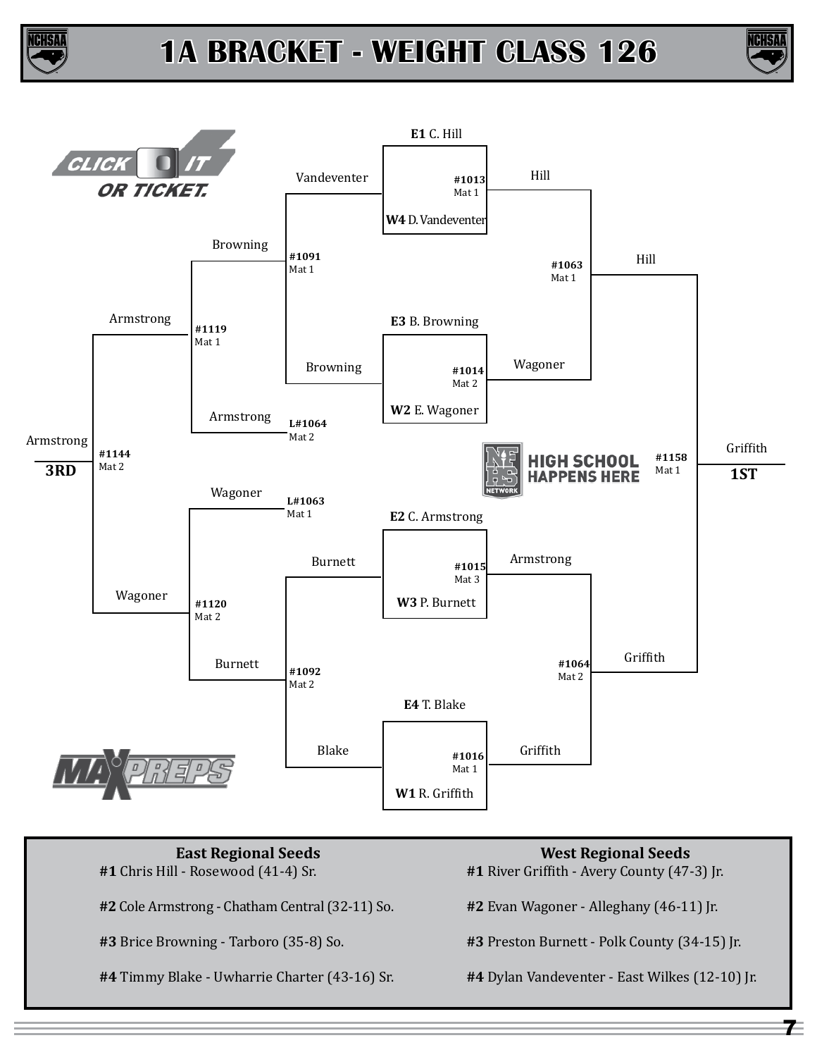# 1A BRACKET - WEIGHT CLASS 126

**Championship Bracket**

| Match | Mat | Wrestlers | Winner |
| --- | --- | --- | --- |
| #1013 | Mat 1 | **E1** C. Hill vs. **W4** D. Vandeventer | Hill |
| #1014 | Mat 2 | **E3** B. Browning vs. **W2** E. Wagoner | Wagoner |
| #1015 | Mat 3 | **E2** C. Armstrong vs. **W3** P. Burnett | Armstrong |
| #1016 | Mat 1 | **E4** T. Blake vs. **W1** R. Griffith | Griffith |
| #1063 | Mat 1 | Hill vs. Wagoner | Hill |
| #1064 | Mat 2 | Armstrong vs. Griffith | Griffith |
| #1158 | Mat 1 | Hill vs. Griffith | Griffith — **1ST** |

**Consolation Bracket**

| Match | Mat | Wrestlers | Winner |
| --- | --- | --- | --- |
| #1091 | Mat 1 | Vandeventer vs. Browning | Browning |
| #1092 | Mat 2 | Burnett vs. Blake | Burnett |
| #1119 | Mat 1 | Browning vs. Armstrong (L#1064, Mat 2) | Armstrong |
| #1120 | Mat 2 | Wagoner (L#1063, Mat 1) vs. Burnett | Wagoner |
| #1144 | Mat 2 | Armstrong vs. Wagoner | Armstrong — **3RD** |

**East Regional Seeds**

**#1** Chris Hill - Rosewood (41-4) Sr.

**#2** Cole Armstrong - Chatham Central (32-11) So.

**#3** Brice Browning - Tarboro (35-8) So.

**#4** Timmy Blake - Uwharrie Charter (43-16) Sr.

**West Regional Seeds**

**#1** River Griffith - Avery County (47-3) Jr.

**#2** Evan Wagoner - Alleghany (46-11) Jr.

**#3** Preston Burnett - Polk County (34-15) Jr.

**#4** Dylan Vandeventer - East Wilkes (12-10) Jr.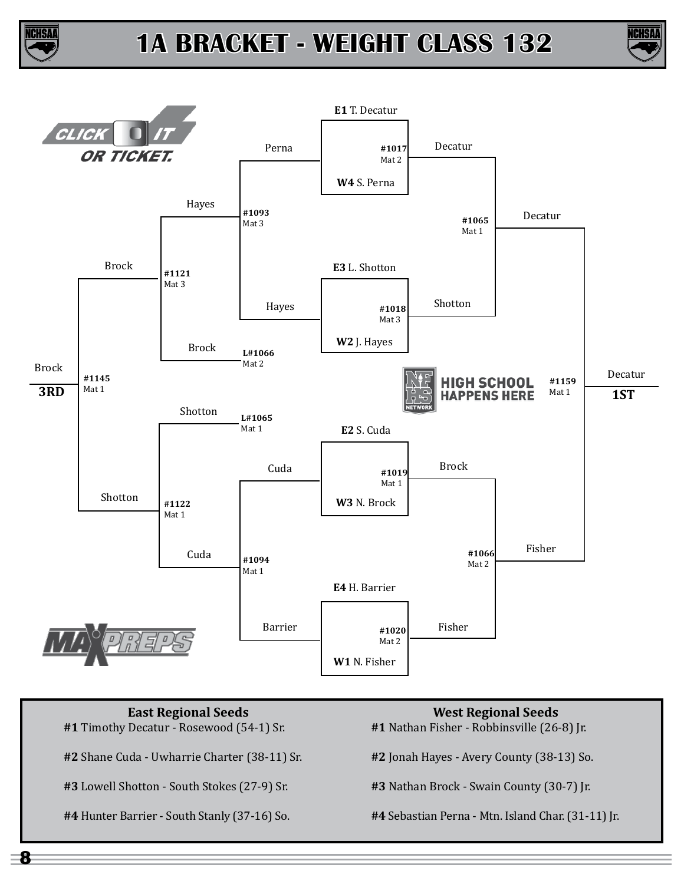# 1A BRACKET - WEIGHT CLASS 132

## Championship Bracket

**#1017** Mat 2: **E1** T. Decatur vs. **W4** S. Perna — Winner: Decatur

**#1018** Mat 3: **E3** L. Shotton vs. **W2** J. Hayes — Winner: Shotton

**#1019** Mat 1: **E2** S. Cuda vs. **W3** N. Brock — Winner: Brock

**#1020** Mat 2: **E4** H. Barrier vs. **W1** N. Fisher — Winner: Fisher

**#1065** Mat 1: Decatur vs. Shotton — Winner: Decatur

**#1066** Mat 2: Brock vs. Fisher — Winner: Fisher

**#1159** Mat 1: Decatur vs. Fisher — Winner: Decatur — **1ST**

## Consolation Bracket

**#1093** Mat 3: Perna vs. Hayes — Winner: Hayes

**#1094** Mat 1: Cuda vs. Barrier — Winner: Cuda

**#1121** Mat 3: Hayes vs. Brock (L#1066 Mat 2) — Winner: Brock

**#1122** Mat 1: Shotton (L#1065 Mat 1) vs. Cuda — Winner: Shotton

**#1145** Mat 1: Brock vs. Shotton — Winner: Brock — **3RD**

CLICK IT OR TICKET.

HIGH SCHOOL HAPPENS HERE

MAXPREPS

| East Regional Seeds | West Regional Seeds |
| --- | --- |
| **#1** Timothy Decatur - Rosewood (54-1) Sr. | **#1** Nathan Fisher - Robbinsville (26-8) Jr. |
| **#2** Shane Cuda - Uwharrie Charter (38-11) Sr. | **#2** Jonah Hayes - Avery County (38-13) So. |
| **#3** Lowell Shotton - South Stokes (27-9) Sr. | **#3** Nathan Brock - Swain County (30-7) Jr. |
| **#4** Hunter Barrier - South Stanly (37-16) So. | **#4** Sebastian Perna - Mtn. Island Char. (31-11) Jr. |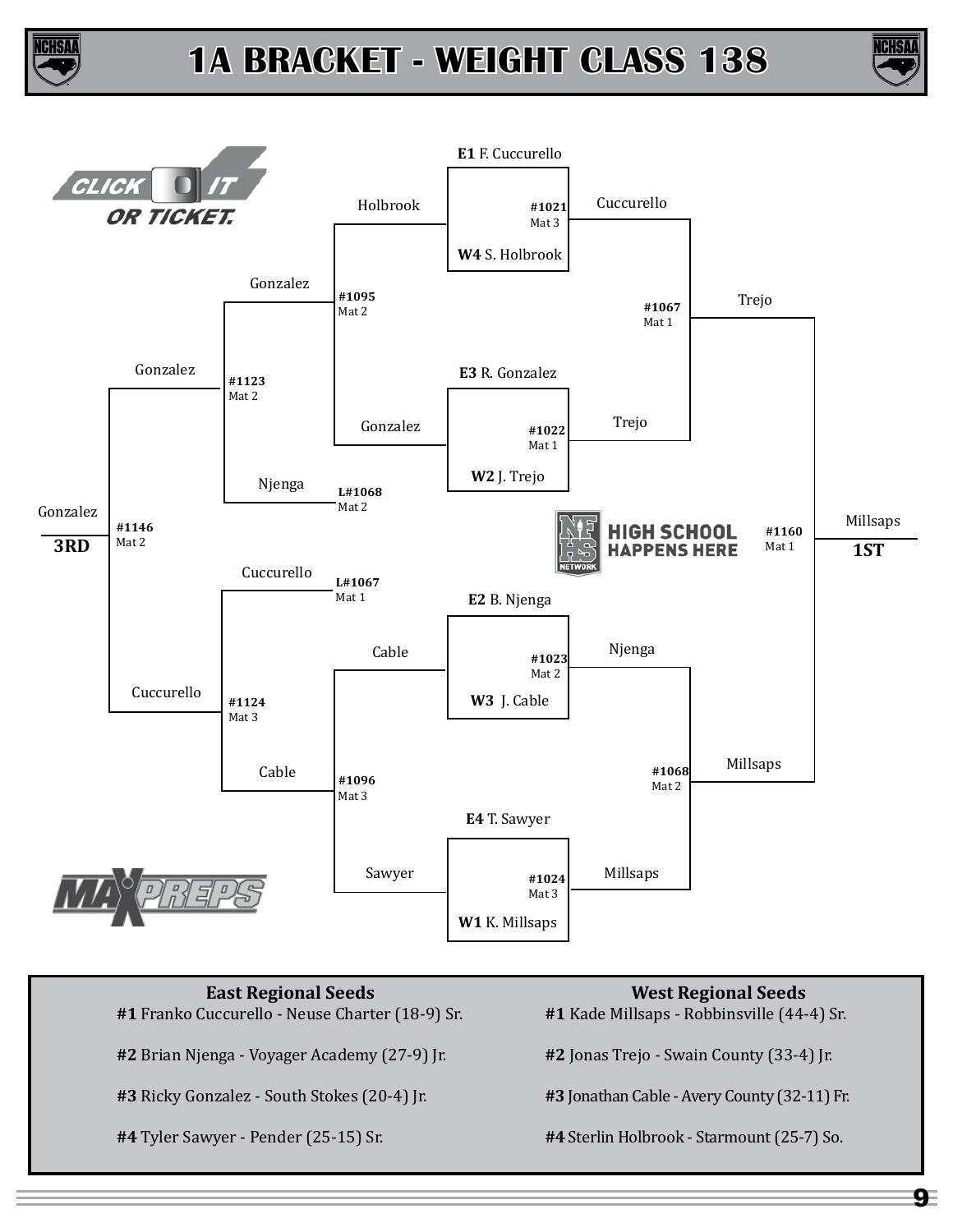# 1A BRACKET - WEIGHT CLASS 138

**Championship Bracket**

| Match | Mat | Wrestler | Wrestler | Winner |
|---|---|---|---|---|
| #1021 | Mat 3 | **E1** F. Cuccurello | **W4** S. Holbrook | Cuccurello |
| #1022 | Mat 1 | **E3** R. Gonzalez | **W2** J. Trejo | Trejo |
| #1023 | Mat 2 | **E2** B. Njenga | **W3** J. Cable | Njenga |
| #1024 | Mat 3 | **E4** T. Sawyer | **W1** K. Millsaps | Millsaps |
| #1067 | Mat 1 | Cuccurello | Trejo | Trejo |
| #1068 | Mat 2 | Njenga | Millsaps | Millsaps |
| #1160 | Mat 1 | Trejo | Millsaps | Millsaps – **1ST** |

**Consolation Bracket**

| Match | Mat | Wrestler | Wrestler | Winner |
|---|---|---|---|---|
| #1095 | Mat 2 | Holbrook | Gonzalez | Gonzalez |
| #1096 | Mat 3 | Cable | Sawyer | Cable |
| #1123 | Mat 2 | Gonzalez | Njenga (L#1068) | Gonzalez |
| #1124 | Mat 3 | Cuccurello (L#1067) | Cable | Cuccurello |
| #1146 | Mat 2 | Gonzalez | Cuccurello | Gonzalez – **3RD** |

CLICK IT OR TICKET.

HIGH SCHOOL HAPPENS HERE

MAXPREPS

| East Regional Seeds | West Regional Seeds |
|---|---|
| **#1** Franko Cuccurello - Neuse Charter (18-9) Sr. | **#1** Kade Millsaps - Robbinsville (44-4) Sr. |
| **#2** Brian Njenga - Voyager Academy (27-9) Jr. | **#2** Jonas Trejo - Swain County (33-4) Jr. |
| **#3** Ricky Gonzalez - South Stokes (20-4) Jr. | **#3** Jonathan Cable - Avery County (32-11) Fr. |
| **#4** Tyler Sawyer - Pender (25-15) Sr. | **#4** Sterlin Holbrook - Starmount (25-7) So. |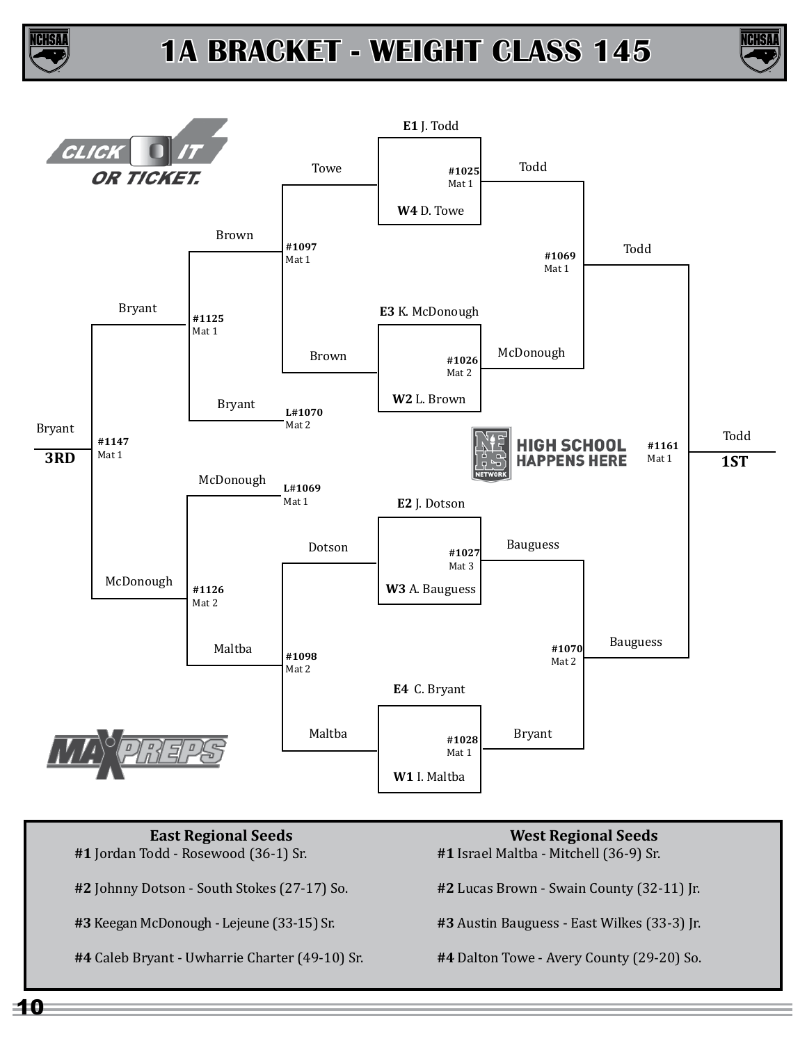# 1A BRACKET - WEIGHT CLASS 145

**Championship Bracket**

| Match | Mat | Wrestlers | Winner |
| --- | --- | --- | --- |
| #1025 | Mat 1 | **E1** J. Todd vs. **W4** D. Towe | Todd |
| #1026 | Mat 2 | **E3** K. McDonough vs. **W2** L. Brown | McDonough |
| #1027 | Mat 3 | **E2** J. Dotson vs. **W3** A. Bauguess | Bauguess |
| #1028 | Mat 1 | **E4** C. Bryant vs. **W1** I. Maltba | Bryant |
| #1069 | Mat 1 | Todd vs. McDonough | Todd |
| #1070 | Mat 2 | Bauguess vs. Bryant | Bauguess |
| #1161 | Mat 1 | Todd vs. Bauguess | Todd **1ST** |

**Consolation Bracket**

| Match | Mat | Wrestlers | Winner |
| --- | --- | --- | --- |
| #1097 | Mat 1 | Towe vs. Brown | Brown |
| #1098 | Mat 2 | Dotson vs. Maltba | Maltba |
| #1125 | Mat 1 | Brown vs. Bryant (L#1070, Mat 2) | Bryant |
| #1126 | Mat 2 | McDonough (L#1069, Mat 1) vs. Maltba | McDonough |
| #1147 | Mat 1 | Bryant vs. McDonough | Bryant **3RD** |

CLICK IT OR TICKET.

HIGH SCHOOL HAPPENS HERE

MAXPREPS

| East Regional Seeds | West Regional Seeds |
| --- | --- |
| **#1** Jordan Todd - Rosewood (36-1) Sr. | **#1** Israel Maltba - Mitchell (36-9) Sr. |
| **#2** Johnny Dotson - South Stokes (27-17) So. | **#2** Lucas Brown - Swain County (32-11) Jr. |
| **#3** Keegan McDonough - Lejeune (33-15) Sr. | **#3** Austin Bauguess - East Wilkes (33-3) Jr. |
| **#4** Caleb Bryant - Uwharrie Charter (49-10) Sr. | **#4** Dalton Towe - Avery County (29-20) So. |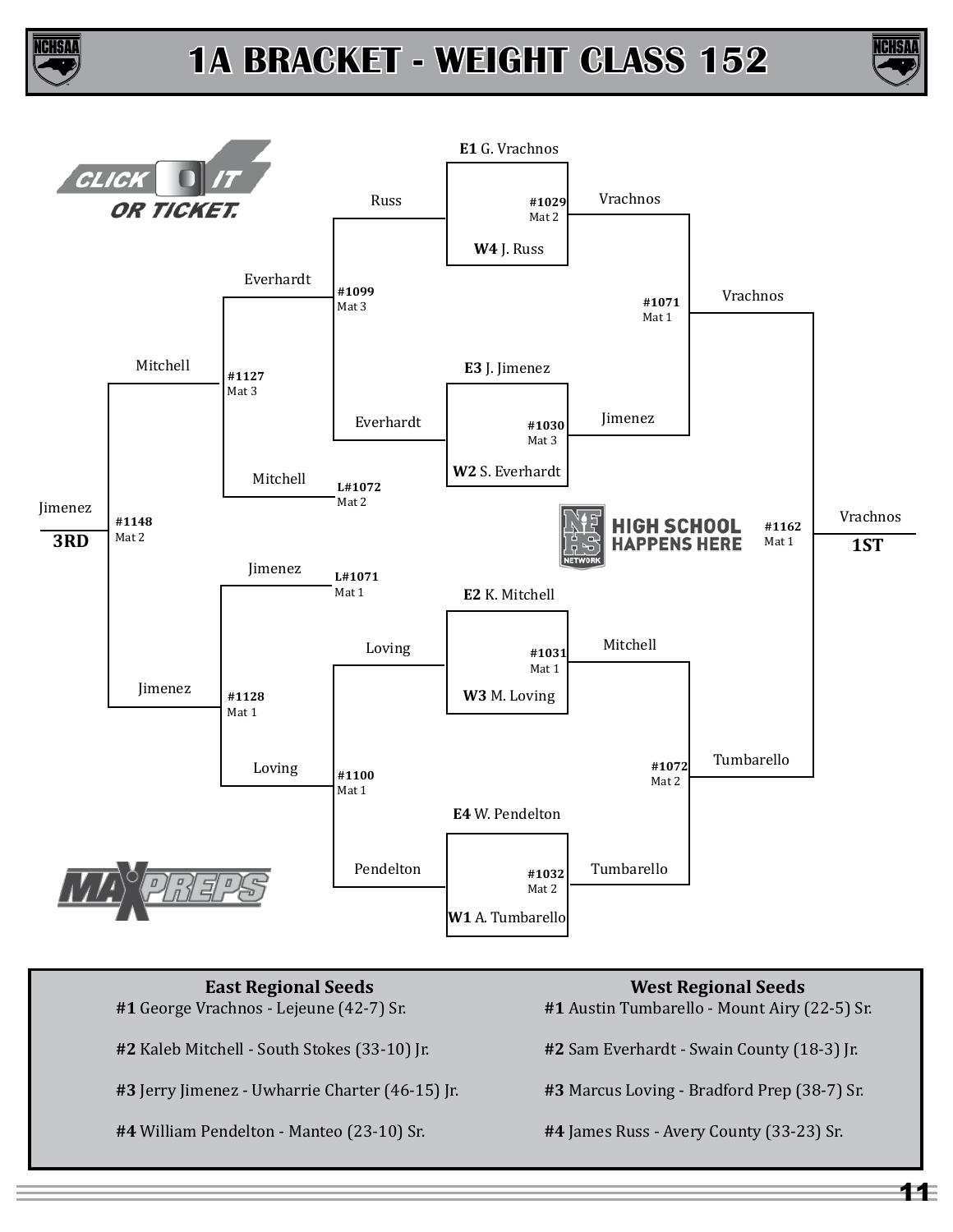# 1A BRACKET - WEIGHT CLASS 152

**Championship Quarterfinals**

- **#1029** Mat 2: **E1** G. Vrachnos vs. **W4** J. Russ — Vrachnos
- **#1030** Mat 3: **E3** J. Jimenez vs. **W2** S. Everhardt — Jimenez
- **#1031** Mat 1: **E2** K. Mitchell vs. **W3** M. Loving — Mitchell
- **#1032** Mat 2: **E4** W. Pendelton vs. **W1** A. Tumbarello — Tumbarello

**Championship Semifinals**

- **#1071** Mat 1: Vrachnos vs. Jimenez — Vrachnos
- **#1072** Mat 2: Mitchell vs. Tumbarello — Tumbarello

**Championship Final**

- **#1162** Mat 1: Vrachnos vs. Tumbarello — Vrachnos **1ST**

**Consolation**

- **#1099** Mat 3: Russ vs. Everhardt — Everhardt
- **#1100** Mat 1: Loving vs. Pendelton — Loving
- **#1127** Mat 3: Everhardt vs. Mitchell (**L#1072** Mat 2) — Mitchell
- **#1128** Mat 1: Jimenez (**L#1071** Mat 1) vs. Loving — Jimenez
- **#1148** Mat 2: Mitchell vs. Jimenez — Jimenez **3RD**

| East Regional Seeds | West Regional Seeds |
| --- | --- |
| **#1** George Vrachnos - Lejeune (42-7) Sr. | **#1** Austin Tumbarello - Mount Airy (22-5) Sr. |
| **#2** Kaleb Mitchell - South Stokes (33-10) Jr. | **#2** Sam Everhardt - Swain County (18-3) Jr. |
| **#3** Jerry Jimenez - Uwharrie Charter (46-15) Jr. | **#3** Marcus Loving - Bradford Prep (38-7) Sr. |
| **#4** William Pendelton - Manteo (23-10) Sr. | **#4** James Russ - Avery County (33-23) Sr. |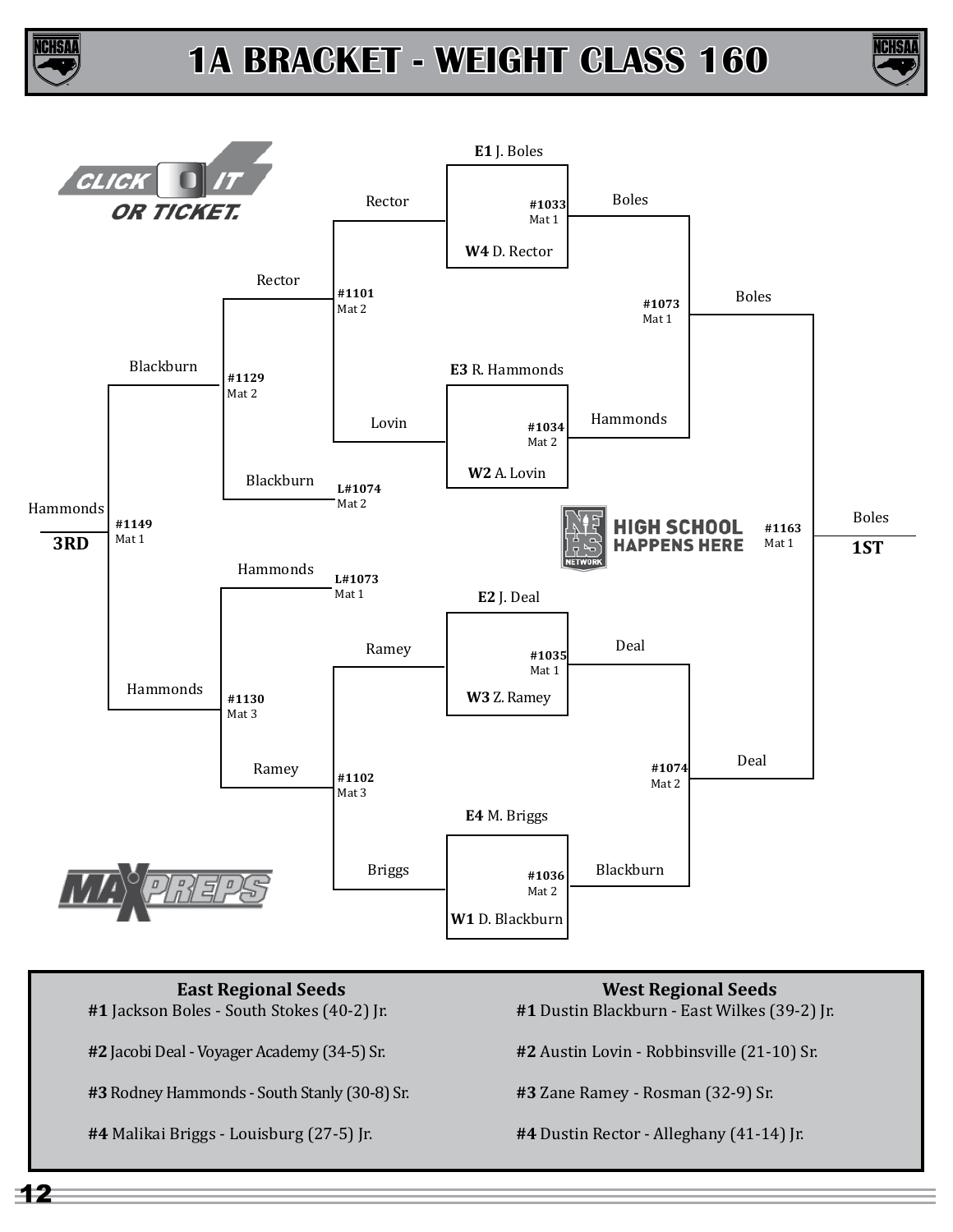# 1A BRACKET - WEIGHT CLASS 160

**Championship Bracket**

- **#1033** Mat 1: **E1** J. Boles vs. **W4** D. Rector — Winner: Boles
- **#1034** Mat 2: **E3** R. Hammonds vs. **W2** A. Lovin — Winner: Hammonds
- **#1035** Mat 1: **E2** J. Deal vs. **W3** Z. Ramey — Winner: Deal
- **#1036** Mat 2: **E4** M. Briggs vs. **W1** D. Blackburn — Winner: Blackburn
- **#1073** Mat 1: Boles vs. Hammonds — Winner: Boles
- **#1074** Mat 2: Deal vs. Blackburn — Winner: Deal
- **#1163** Mat 1: Boles vs. Deal — Winner: Boles — **1ST**

**Consolation Bracket**

- **#1101** Mat 2: Rector vs. Lovin — Winner: Rector
- **#1102** Mat 3: Ramey vs. Briggs — Winner: Ramey
- **#1129** Mat 2: Rector vs. Blackburn (L#1074, Mat 2) — Winner: Blackburn
- **#1130** Mat 3: Hammonds (L#1073, Mat 1) vs. Ramey — Winner: Hammonds
- **#1149** Mat 1: Blackburn vs. Hammonds — Winner: Hammonds — **3RD**

| East Regional Seeds | West Regional Seeds |
|---|---|
| **#1** Jackson Boles - South Stokes (40-2) Jr. | **#1** Dustin Blackburn - East Wilkes (39-2) Jr. |
| **#2** Jacobi Deal - Voyager Academy (34-5) Sr. | **#2** Austin Lovin - Robbinsville (21-10) Sr. |
| **#3** Rodney Hammonds - South Stanly (30-8) Sr. | **#3** Zane Ramey - Rosman (32-9) Sr. |
| **#4** Malikai Briggs - Louisburg (27-5) Jr. | **#4** Dustin Rector - Alleghany (41-14) Jr. |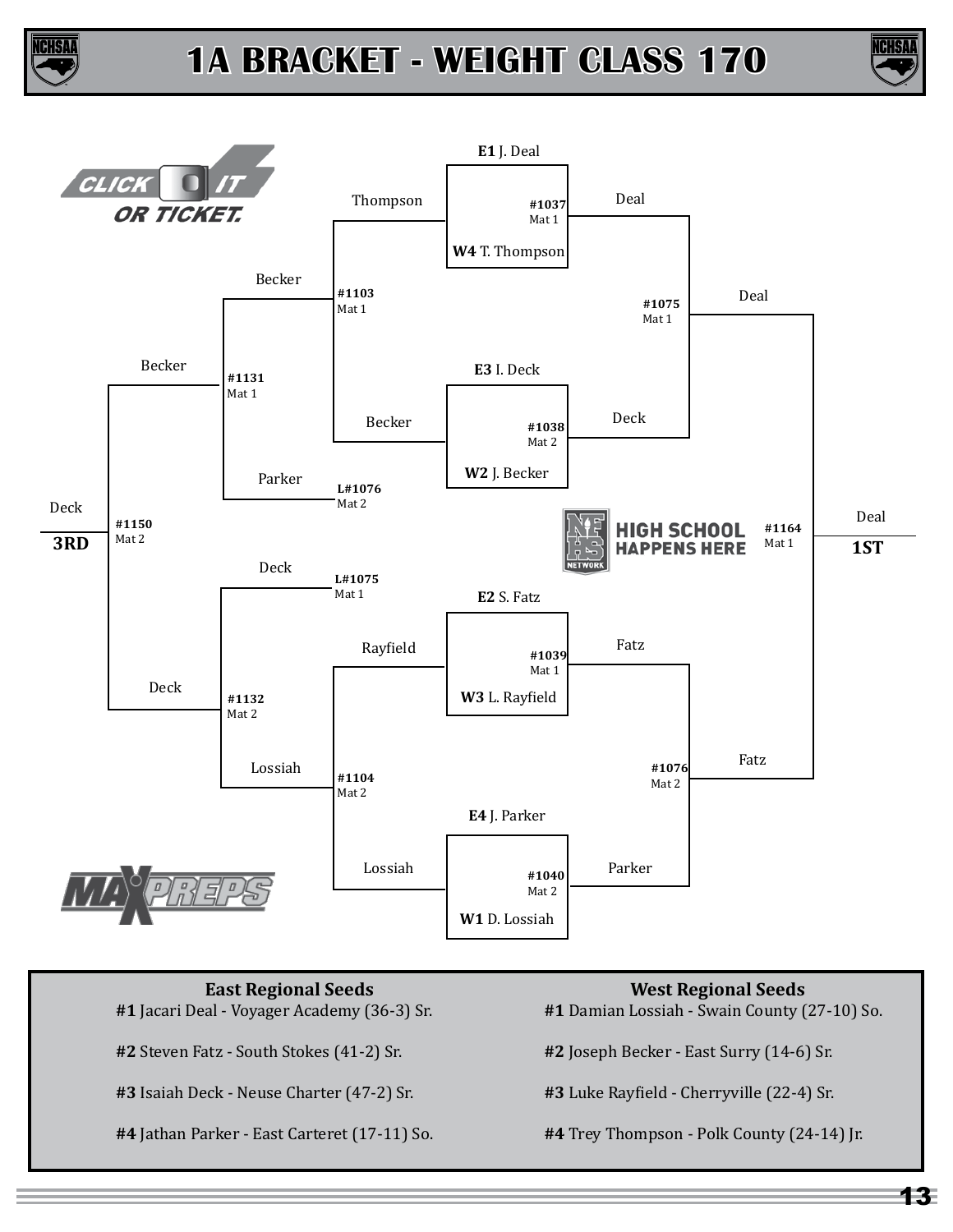# 1A BRACKET - WEIGHT CLASS 170

**Championship Bracket**

| Match | Mat | Wrestlers | Winner |
| --- | --- | --- | --- |
| #1037 | Mat 1 | **E1** J. Deal vs. **W4** T. Thompson | Deal |
| #1038 | Mat 2 | **E3** I. Deck vs. **W2** J. Becker | Deck |
| #1039 | Mat 1 | **E2** S. Fatz vs. **W3** L. Rayfield | Fatz |
| #1040 | Mat 2 | **E4** J. Parker vs. **W1** D. Lossiah | Parker |
| #1075 | Mat 1 | Deal vs. Deck | Deal |
| #1076 | Mat 2 | Fatz vs. Parker | Fatz |
| #1164 | Mat 1 | Deal vs. Fatz | Deal – **1ST** |

**Consolation Bracket**

| Match | Mat | Wrestlers | Winner |
| --- | --- | --- | --- |
| #1103 | Mat 1 | Thompson vs. Becker | Becker |
| #1104 | Mat 2 | Rayfield vs. Lossiah | Lossiah |
| #1131 | Mat 1 | Becker vs. Parker (L#1076) | Becker |
| #1132 | Mat 2 | Deck (L#1075) vs. Lossiah | Deck |
| #1150 | Mat 2 | Becker vs. Deck | Deck – **3RD** |

CLICK IT OR TICKET.

HIGH SCHOOL HAPPENS HERE

MAXPREPS

| East Regional Seeds | West Regional Seeds |
| --- | --- |
| **#1** Jacari Deal - Voyager Academy (36-3) Sr. | **#1** Damian Lossiah - Swain County (27-10) So. |
| **#2** Steven Fatz - South Stokes (41-2) Sr. | **#2** Joseph Becker - East Surry (14-6) Sr. |
| **#3** Isaiah Deck - Neuse Charter (47-2) Sr. | **#3** Luke Rayfield - Cherryville (22-4) Sr. |
| **#4** Jathan Parker - East Carteret (17-11) So. | **#4** Trey Thompson - Polk County (24-14) Jr. |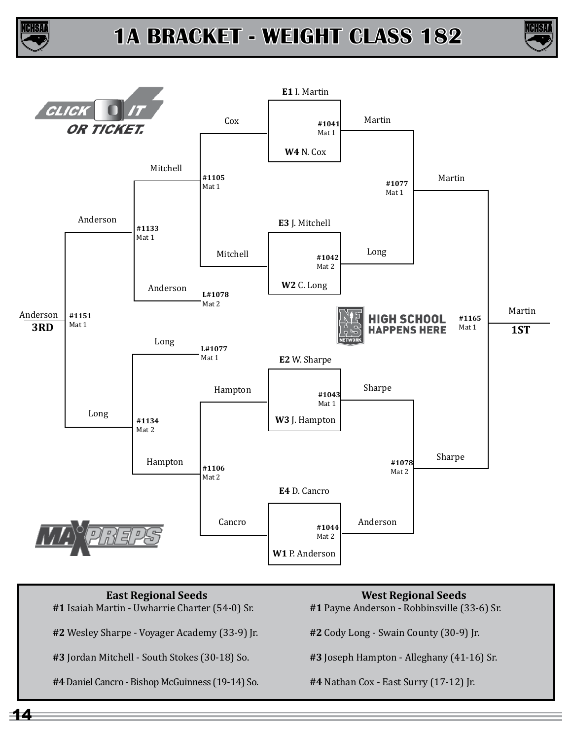# 1A BRACKET - WEIGHT CLASS 182

## Championship Bracket

**First Round**

| Match | Mat | Wrestlers | Winner |
|---|---|---|---|
| #1041 | Mat 1 | **E1** I. Martin vs. **W4** N. Cox | Martin |
| #1042 | Mat 2 | **E3** J. Mitchell vs. **W2** C. Long | Long |
| #1043 | Mat 1 | **E2** W. Sharpe vs. **W3** J. Hampton | Sharpe |
| #1044 | Mat 2 | **E4** D. Cancro vs. **W1** P. Anderson | Anderson |

**Semifinals**

| Match | Mat | Wrestlers | Winner |
|---|---|---|---|
| #1077 | Mat 1 | Martin vs. Long | Martin |
| #1078 | Mat 2 | Sharpe vs. Anderson | Sharpe |

**Final**

| Match | Mat | Wrestlers | Winner |
|---|---|---|---|
| #1165 | Mat 1 | Martin vs. Sharpe | Martin — **1ST** |

## Consolation Bracket

| Match | Mat | Wrestlers | Winner |
|---|---|---|---|
| #1105 | Mat 1 | Cox vs. Mitchell | Mitchell |
| #1106 | Mat 2 | Hampton vs. Cancro | Hampton |
| #1133 | Mat 1 | Mitchell vs. Anderson (L#1078, Mat 2) | Anderson |
| #1134 | Mat 2 | Long (L#1077, Mat 1) vs. Hampton | Long |
| #1151 | Mat 1 | Anderson vs. Long | Anderson — **3RD** |

## East Regional Seeds

**#1** Isaiah Martin - Uwharrie Charter (54-0) Sr.

**#2** Wesley Sharpe - Voyager Academy (33-9) Jr.

**#3** Jordan Mitchell - South Stokes (30-18) So.

**#4** Daniel Cancro - Bishop McGuinness (19-14) So.

## West Regional Seeds

**#1** Payne Anderson - Robbinsville (33-6) Sr.

**#2** Cody Long - Swain County (30-9) Jr.

**#3** Joseph Hampton - Alleghany (41-16) Sr.

**#4** Nathan Cox - East Surry (17-12) Jr.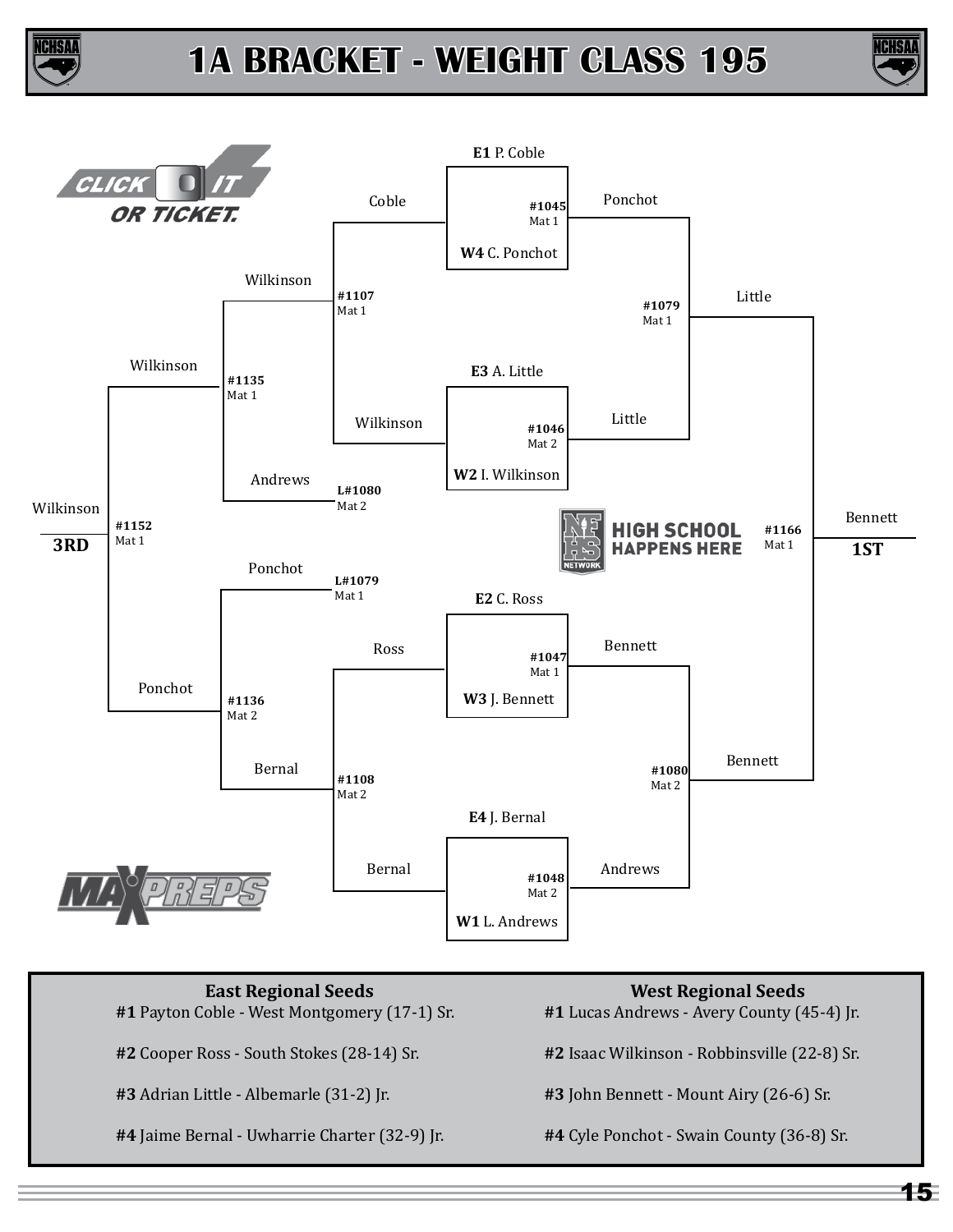# 1A BRACKET - WEIGHT CLASS 195

**Championship Bracket**

| Bout | Mat | Matchup | Winner |
|---|---|---|---|
| #1045 | Mat 1 | **E1** P. Coble vs. **W4** C. Ponchot | Ponchot |
| #1046 | Mat 2 | **E3** A. Little vs. **W2** I. Wilkinson | Little |
| #1047 | Mat 1 | **E2** C. Ross vs. **W3** J. Bennett | Bennett |
| #1048 | Mat 2 | **E4** J. Bernal vs. **W1** L. Andrews | Andrews |
| #1079 | Mat 1 | Ponchot vs. Little | Little |
| #1080 | Mat 2 | Bennett vs. Andrews | Bennett |
| #1166 | Mat 1 | Little vs. Bennett | Bennett - **1ST** |

**Consolation Bracket**

| Bout | Mat | Matchup | Winner |
|---|---|---|---|
| #1107 | Mat 1 | Coble vs. Wilkinson | Wilkinson |
| #1108 | Mat 2 | Ross vs. Bernal | Bernal |
| #1135 | Mat 1 | Wilkinson vs. Andrews (L#1080) | Wilkinson |
| #1136 | Mat 2 | Ponchot (L#1079) vs. Bernal | Ponchot |
| #1152 | Mat 1 | Wilkinson vs. Ponchot | Wilkinson - **3RD** |

| East Regional Seeds | West Regional Seeds |
|---|---|
| **#1** Payton Coble - West Montgomery (17-1) Sr. | **#1** Lucas Andrews - Avery County (45-4) Jr. |
| **#2** Cooper Ross - South Stokes (28-14) Sr. | **#2** Isaac Wilkinson - Robbinsville (22-8) Sr. |
| **#3** Adrian Little - Albemarle (31-2) Jr. | **#3** John Bennett - Mount Airy (26-6) Sr. |
| **#4** Jaime Bernal - Uwharrie Charter (32-9) Jr. | **#4** Cyle Ponchot - Swain County (36-8) Sr. |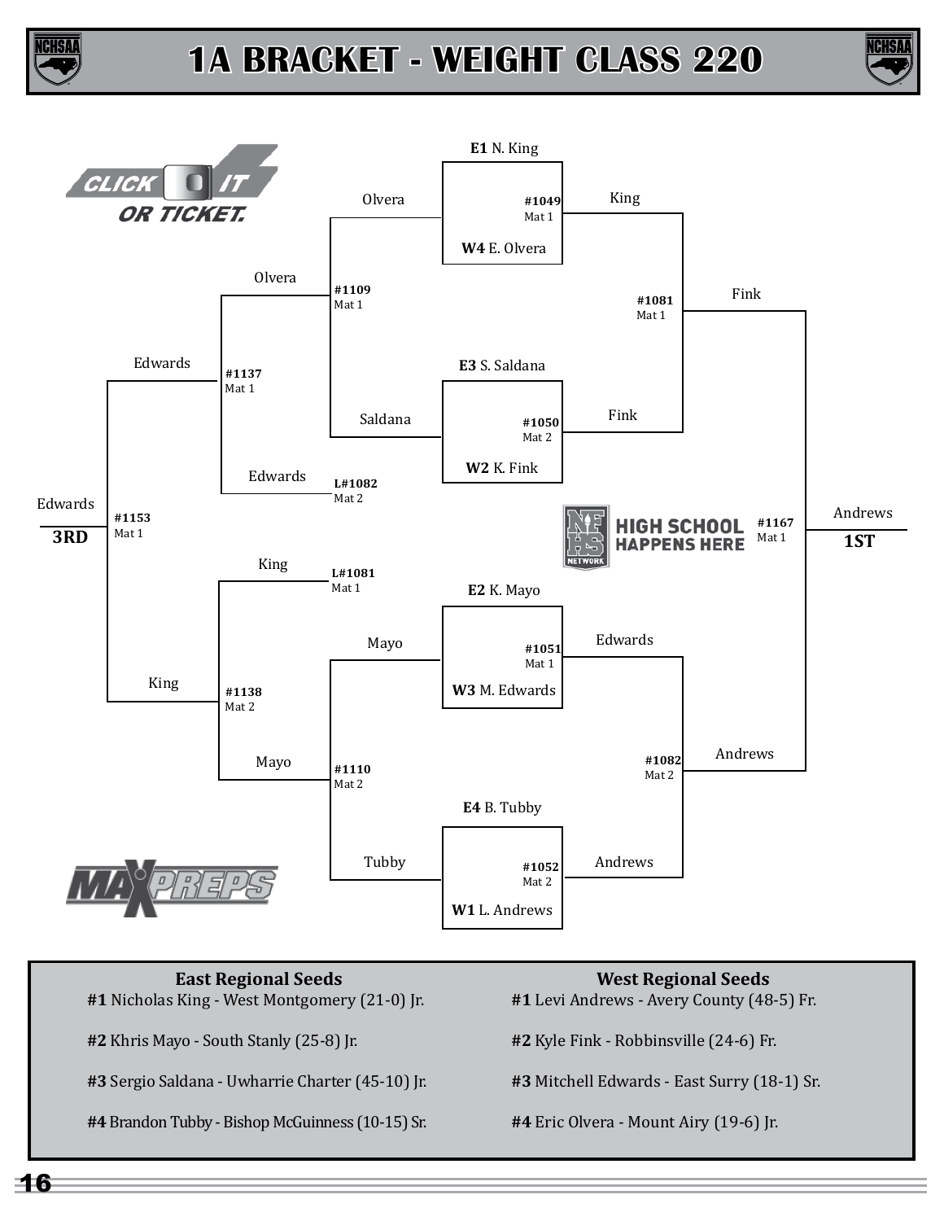# 1A BRACKET - WEIGHT CLASS 220

**Championship Bracket**

| Match | Mat | Wrestler 1 | Wrestler 2 | Winner |
|---|---|---|---|---|
| #1049 | Mat 1 | **E1** N. King | **W4** E. Olvera | King |
| #1050 | Mat 2 | **E3** S. Saldana | **W2** K. Fink | Fink |
| #1051 | Mat 1 | **E2** K. Mayo | **W3** M. Edwards | Edwards |
| #1052 | Mat 2 | **E4** B. Tubby | **W1** L. Andrews | Andrews |
| #1081 | Mat 1 | King | Fink | Fink |
| #1082 | Mat 2 | Edwards | Andrews | Andrews |
| #1167 | Mat 1 | Fink | Andrews | Andrews — **1ST** |

**Consolation Bracket**

| Match | Mat | Wrestler 1 | Wrestler 2 | Winner |
|---|---|---|---|---|
| #1109 | Mat 1 | Olvera | Saldana | Olvera |
| #1110 | Mat 2 | Mayo | Tubby | Mayo |
| #1137 | Mat 1 | Olvera | Edwards (L#1082, Mat 2) | Edwards |
| #1138 | Mat 2 | King (L#1081, Mat 1) | Mayo | King |
| #1153 | Mat 1 | Edwards | King | Edwards — **3RD** |

CLICK IT OR TICKET.

NFHS NETWORK HIGH SCHOOL HAPPENS HERE

MAXPREPS

| East Regional Seeds | West Regional Seeds |
|---|---|
| **#1** Nicholas King - West Montgomery (21-0) Jr. | **#1** Levi Andrews - Avery County (48-5) Fr. |
| **#2** Khris Mayo - South Stanly (25-8) Jr. | **#2** Kyle Fink - Robbinsville (24-6) Fr. |
| **#3** Sergio Saldana - Uwharrie Charter (45-10) Jr. | **#3** Mitchell Edwards - East Surry (18-1) Sr. |
| **#4** Brandon Tubby - Bishop McGuinness (10-15) Sr. | **#4** Eric Olvera - Mount Airy (19-6) Jr. |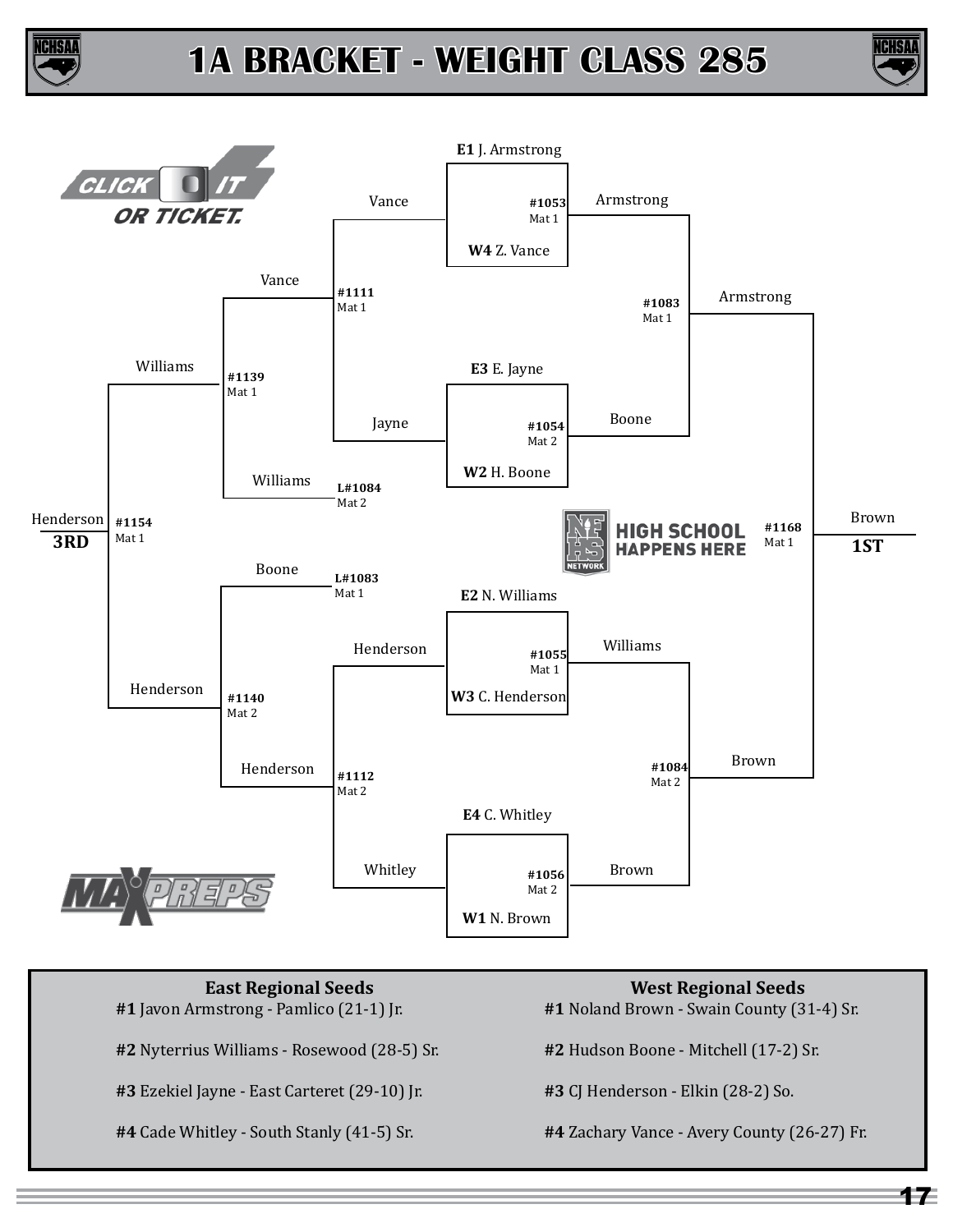# 1A BRACKET - WEIGHT CLASS 285

**E1** J. Armstrong
**W4** Z. Vance
#1053 Mat 1 — Armstrong

**E3** E. Jayne
**W2** H. Boone
#1054 Mat 2 — Boone

**E2** N. Williams
**W3** C. Henderson
#1055 Mat 1 — Williams

**E4** C. Whitley
**W1** N. Brown
#1056 Mat 2 — Brown

#1083 Mat 1 — Armstrong
#1084 Mat 2 — Brown

#1168 Mat 1 — Brown **1ST**

#1111 Mat 1 — Vance, Jayne — Vance
L#1084 Mat 2 — Williams
#1139 Mat 1 — Vance, Williams — Williams

L#1083 Mat 1 — Boone
#1112 Mat 2 — Henderson, Whitley — Henderson
#1140 Mat 2 — Boone, Henderson — Henderson

#1154 Mat 1 — Williams, Henderson — Henderson **3RD**

CLICK IT OR TICKET.

NFHS NETWORK HIGH SCHOOL HAPPENS HERE

MAXPREPS

| East Regional Seeds | West Regional Seeds |
|---|---|
| **#1** Javon Armstrong - Pamlico (21-1) Jr. | **#1** Noland Brown - Swain County (31-4) Sr. |
| **#2** Nyterrius Williams - Rosewood (28-5) Sr. | **#2** Hudson Boone - Mitchell (17-2) Sr. |
| **#3** Ezekiel Jayne - East Carteret (29-10) Jr. | **#3** CJ Henderson - Elkin (28-2) So. |
| **#4** Cade Whitley - South Stanly (41-5) Sr. | **#4** Zachary Vance - Avery County (26-27) Fr. |